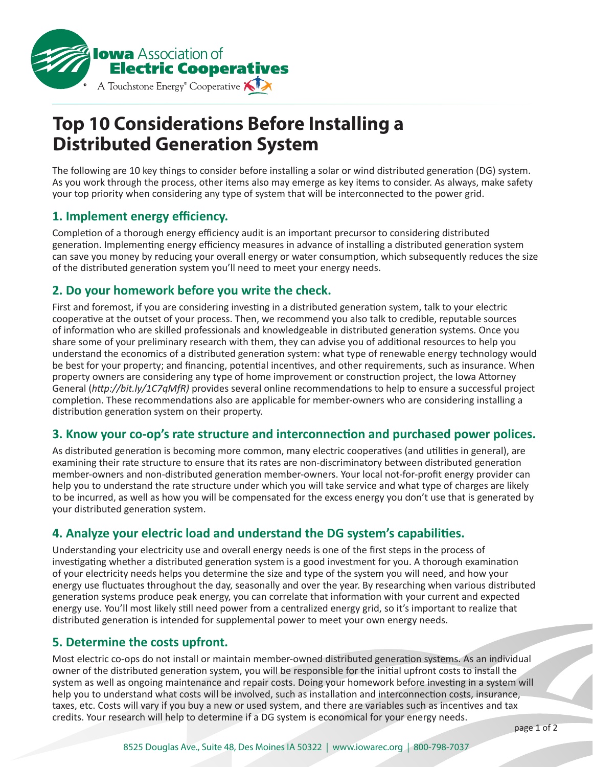**Iowa** Association of
**Electric Cooperatives**
A Touchstone Energy® Cooperative

# Top 10 Considerations Before Installing a Distributed Generation System

The following are 10 key things to consider before installing a solar or wind distributed generation (DG) system. As you work through the process, other items also may emerge as key items to consider. As always, make safety your top priority when considering any type of system that will be interconnected to the power grid.

## 1. Implement energy efficiency.

Completion of a thorough energy efficiency audit is an important precursor to considering distributed generation. Implementing energy efficiency measures in advance of installing a distributed generation system can save you money by reducing your overall energy or water consumption, which subsequently reduces the size of the distributed generation system you'll need to meet your energy needs.

## 2. Do your homework before you write the check.

First and foremost, if you are considering investing in a distributed generation system, talk to your electric cooperative at the outset of your process. Then, we recommend you also talk to credible, reputable sources of information who are skilled professionals and knowledgeable in distributed generation systems. Once you share some of your preliminary research with them, they can advise you of additional resources to help you understand the economics of a distributed generation system: what type of renewable energy technology would be best for your property; and financing, potential incentives, and other requirements, such as insurance. When property owners are considering any type of home improvement or construction project, the Iowa Attorney General (*http://bit.ly/1C7qMfR)* provides several online recommendations to help to ensure a successful project completion. These recommendations also are applicable for member-owners who are considering installing a distribution generation system on their property.

## 3. Know your co-op's rate structure and interconnection and purchased power polices.

As distributed generation is becoming more common, many electric cooperatives (and utilities in general), are examining their rate structure to ensure that its rates are non-discriminatory between distributed generation member-owners and non-distributed generation member-owners. Your local not-for-profit energy provider can help you to understand the rate structure under which you will take service and what type of charges are likely to be incurred, as well as how you will be compensated for the excess energy you don't use that is generated by your distributed generation system.

## 4. Analyze your electric load and understand the DG system's capabilities.

Understanding your electricity use and overall energy needs is one of the first steps in the process of investigating whether a distributed generation system is a good investment for you. A thorough examination of your electricity needs helps you determine the size and type of the system you will need, and how your energy use fluctuates throughout the day, seasonally and over the year. By researching when various distributed generation systems produce peak energy, you can correlate that information with your current and expected energy use. You'll most likely still need power from a centralized energy grid, so it's important to realize that distributed generation is intended for supplemental power to meet your own energy needs.

## 5. Determine the costs upfront.

Most electric co-ops do not install or maintain member-owned distributed generation systems. As an individual owner of the distributed generation system, you will be responsible for the initial upfront costs to install the system as well as ongoing maintenance and repair costs. Doing your homework before investing in a system will help you to understand what costs will be involved, such as installation and interconnection costs, insurance, taxes, etc. Costs will vary if you buy a new or used system, and there are variables such as incentives and tax credits. Your research will help to determine if a DG system is economical for your energy needs.

8525 Douglas Ave., Suite 48, Des Moines IA 50322 | www.iowarec.org | 800-798-7037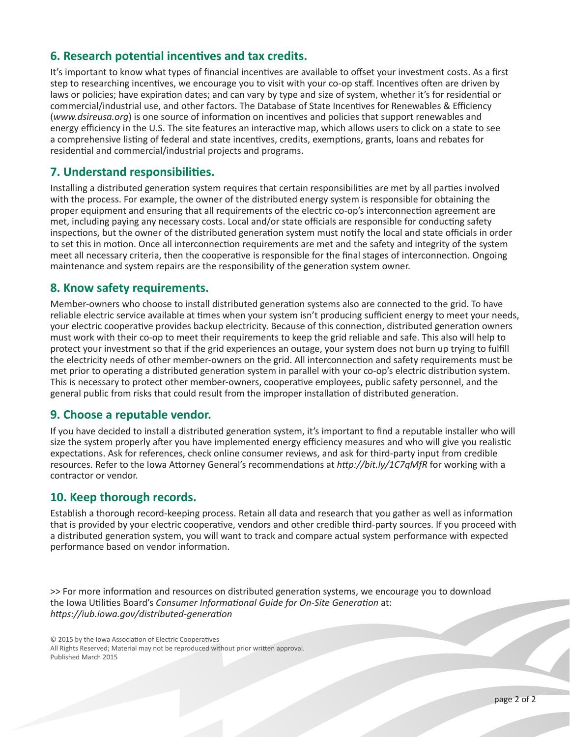## 6. Research potential incentives and tax credits.

It's important to know what types of financial incentives are available to offset your investment costs. As a first step to researching incentives, we encourage you to visit with your co-op staff. Incentives often are driven by laws or policies; have expiration dates; and can vary by type and size of system, whether it's for residential or commercial/industrial use, and other factors. The Database of State Incentives for Renewables & Efficiency (*www.dsireusa.org*) is one source of information on incentives and policies that support renewables and energy efficiency in the U.S. The site features an interactive map, which allows users to click on a state to see a comprehensive listing of federal and state incentives, credits, exemptions, grants, loans and rebates for residential and commercial/industrial projects and programs.

## 7. Understand responsibilities.

Installing a distributed generation system requires that certain responsibilities are met by all parties involved with the process. For example, the owner of the distributed energy system is responsible for obtaining the proper equipment and ensuring that all requirements of the electric co-op's interconnection agreement are met, including paying any necessary costs. Local and/or state officials are responsible for conducting safety inspections, but the owner of the distributed generation system must notify the local and state officials in order to set this in motion. Once all interconnection requirements are met and the safety and integrity of the system meet all necessary criteria, then the cooperative is responsible for the final stages of interconnection. Ongoing maintenance and system repairs are the responsibility of the generation system owner.

## 8. Know safety requirements.

Member-owners who choose to install distributed generation systems also are connected to the grid. To have reliable electric service available at times when your system isn't producing sufficient energy to meet your needs, your electric cooperative provides backup electricity. Because of this connection, distributed generation owners must work with their co-op to meet their requirements to keep the grid reliable and safe. This also will help to protect your investment so that if the grid experiences an outage, your system does not burn up trying to fulfill the electricity needs of other member-owners on the grid. All interconnection and safety requirements must be met prior to operating a distributed generation system in parallel with your co-op's electric distribution system. This is necessary to protect other member-owners, cooperative employees, public safety personnel, and the general public from risks that could result from the improper installation of distributed generation.

## 9. Choose a reputable vendor.

If you have decided to install a distributed generation system, it's important to find a reputable installer who will size the system properly after you have implemented energy efficiency measures and who will give you realistic expectations. Ask for references, check online consumer reviews, and ask for third-party input from credible resources. Refer to the Iowa Attorney General's recommendations at *http://bit.ly/1C7qMfR* for working with a contractor or vendor.

## 10. Keep thorough records.

Establish a thorough record-keeping process. Retain all data and research that you gather as well as information that is provided by your electric cooperative, vendors and other credible third-party sources. If you proceed with a distributed generation system, you will want to track and compare actual system performance with expected performance based on vendor information.

>> For more information and resources on distributed generation systems, we encourage you to download the Iowa Utilities Board's *Consumer Informational Guide for On-Site Generation* at: *https://iub.iowa.gov/distributed-generation*

© 2015 by the Iowa Association of Electric Cooperatives
All Rights Reserved; Material may not be reproduced without prior written approval.
Published March 2015